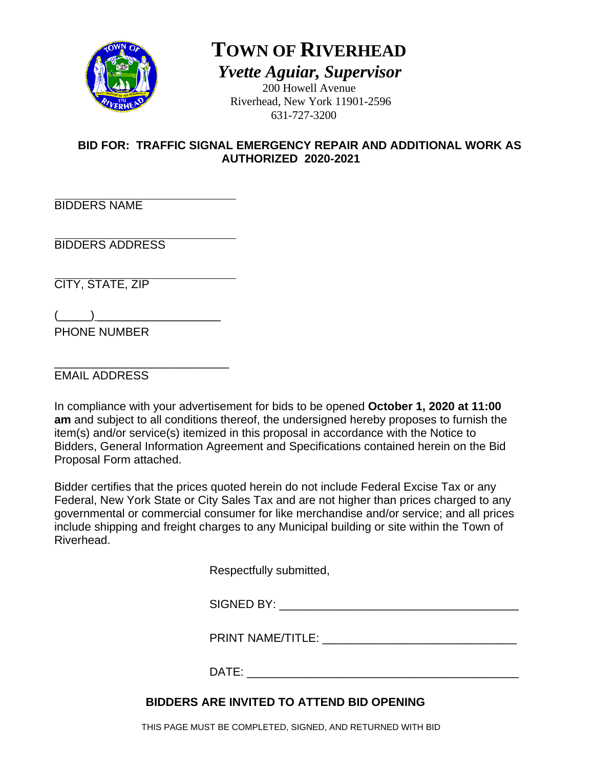# TOWN OF RIVERHEAD

***Yvette Aguiar, Supervisor***

200 Howell Avenue
Riverhead, New York 11901-2596
631-727-3200

**BID FOR: TRAFFIC SIGNAL EMERGENCY REPAIR AND ADDITIONAL WORK AS AUTHORIZED 2020-2021**

\_\_\_\_\_\_\_\_\_\_\_\_\_\_\_\_\_\_\_\_\_\_\_\_\_\_\_\_
BIDDERS NAME

\_\_\_\_\_\_\_\_\_\_\_\_\_\_\_\_\_\_\_\_\_\_\_\_\_\_\_\_
BIDDERS ADDRESS

\_\_\_\_\_\_\_\_\_\_\_\_\_\_\_\_\_\_\_\_\_\_\_\_\_\_\_\_
CITY, STATE, ZIP

(\_\_\_\_\_)\_\_\_\_\_\_\_\_\_\_\_\_\_\_\_\_\_\_\_\_
PHONE NUMBER

\_\_\_\_\_\_\_\_\_\_\_\_\_\_\_\_\_\_\_\_\_\_\_\_\_\_\_\_
EMAIL ADDRESS

In compliance with your advertisement for bids to be opened **October 1, 2020 at 11:00 am** and subject to all conditions thereof, the undersigned hereby proposes to furnish the item(s) and/or service(s) itemized in this proposal in accordance with the Notice to Bidders, General Information Agreement and Specifications contained herein on the Bid Proposal Form attached.

Bidder certifies that the prices quoted herein do not include Federal Excise Tax or any Federal, New York State or City Sales Tax and are not higher than prices charged to any governmental or commercial consumer for like merchandise and/or service; and all prices include shipping and freight charges to any Municipal building or site within the Town of Riverhead.

Respectfully submitted,

SIGNED BY: \_\_\_\_\_\_\_\_\_\_\_\_\_\_\_\_\_\_\_\_\_\_\_\_\_\_\_\_\_\_\_\_\_\_\_\_

PRINT NAME/TITLE: \_\_\_\_\_\_\_\_\_\_\_\_\_\_\_\_\_\_\_\_\_\_\_\_\_\_\_\_\_

DATE: \_\_\_\_\_\_\_\_\_\_\_\_\_\_\_\_\_\_\_\_\_\_\_\_\_\_\_\_\_\_\_\_\_\_\_\_\_\_\_\_

**BIDDERS ARE INVITED TO ATTEND BID OPENING**

THIS PAGE MUST BE COMPLETED, SIGNED, AND RETURNED WITH BID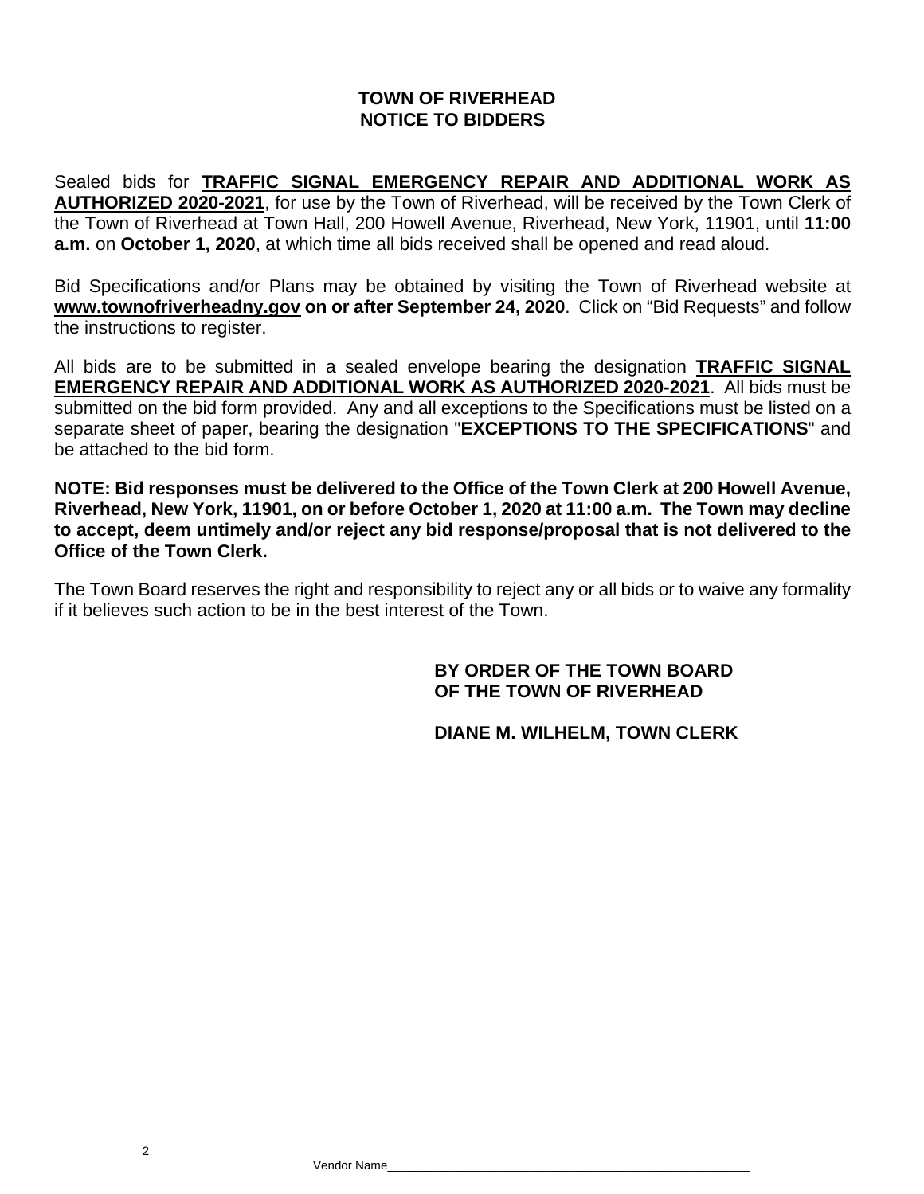# TOWN OF RIVERHEAD
## NOTICE TO BIDDERS

Sealed bids for **TRAFFIC SIGNAL EMERGENCY REPAIR AND ADDITIONAL WORK AS AUTHORIZED 2020-2021**, for use by the Town of Riverhead, will be received by the Town Clerk of the Town of Riverhead at Town Hall, 200 Howell Avenue, Riverhead, New York, 11901, until **11:00 a.m.** on **October 1, 2020**, at which time all bids received shall be opened and read aloud.

Bid Specifications and/or Plans may be obtained by visiting the Town of Riverhead website at **www.townofriverheadny.gov on or after September 24, 2020**. Click on "Bid Requests" and follow the instructions to register.

All bids are to be submitted in a sealed envelope bearing the designation **TRAFFIC SIGNAL EMERGENCY REPAIR AND ADDITIONAL WORK AS AUTHORIZED 2020-2021**. All bids must be submitted on the bid form provided. Any and all exceptions to the Specifications must be listed on a separate sheet of paper, bearing the designation "**EXCEPTIONS TO THE SPECIFICATIONS**" and be attached to the bid form.

**NOTE: Bid responses must be delivered to the Office of the Town Clerk at 200 Howell Avenue, Riverhead, New York, 11901, on or before October 1, 2020 at 11:00 a.m. The Town may decline to accept, deem untimely and/or reject any bid response/proposal that is not delivered to the Office of the Town Clerk.**

The Town Board reserves the right and responsibility to reject any or all bids or to waive any formality if it believes such action to be in the best interest of the Town.

**BY ORDER OF THE TOWN BOARD
OF THE TOWN OF RIVERHEAD**

**DIANE M. WILHELM, TOWN CLERK**

Vendor Name_______________________________________________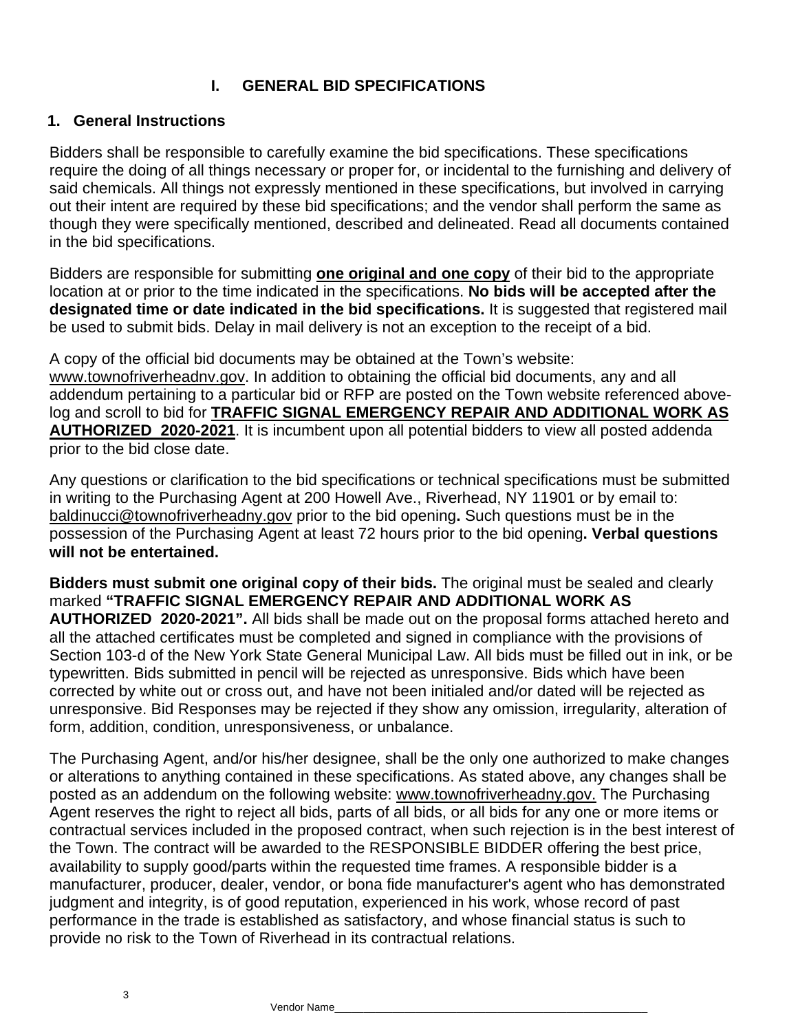# I. GENERAL BID SPECIFICATIONS

## 1. General Instructions

Bidders shall be responsible to carefully examine the bid specifications. These specifications require the doing of all things necessary or proper for, or incidental to the furnishing and delivery of said chemicals. All things not expressly mentioned in these specifications, but involved in carrying out their intent are required by these bid specifications; and the vendor shall perform the same as though they were specifically mentioned, described and delineated. Read all documents contained in the bid specifications.

Bidders are responsible for submitting **one original and one copy** of their bid to the appropriate location at or prior to the time indicated in the specifications. **No bids will be accepted after the designated time or date indicated in the bid specifications.** It is suggested that registered mail be used to submit bids. Delay in mail delivery is not an exception to the receipt of a bid.

A copy of the official bid documents may be obtained at the Town's website: www.townofriverheadnv.gov. In addition to obtaining the official bid documents, any and all addendum pertaining to a particular bid or RFP are posted on the Town website referenced above-log and scroll to bid for **TRAFFIC SIGNAL EMERGENCY REPAIR AND ADDITIONAL WORK AS AUTHORIZED 2020-2021**. It is incumbent upon all potential bidders to view all posted addenda prior to the bid close date.

Any questions or clarification to the bid specifications or technical specifications must be submitted in writing to the Purchasing Agent at 200 Howell Ave., Riverhead, NY 11901 or by email to: baldinucci@townofriverheadny.gov prior to the bid opening**.** Such questions must be in the possession of the Purchasing Agent at least 72 hours prior to the bid opening**. Verbal questions will not be entertained.**

**Bidders must submit one original copy of their bids.** The original must be sealed and clearly marked **"TRAFFIC SIGNAL EMERGENCY REPAIR AND ADDITIONAL WORK AS AUTHORIZED 2020-2021".** All bids shall be made out on the proposal forms attached hereto and all the attached certificates must be completed and signed in compliance with the provisions of Section 103-d of the New York State General Municipal Law. All bids must be filled out in ink, or be typewritten. Bids submitted in pencil will be rejected as unresponsive. Bids which have been corrected by white out or cross out, and have not been initialed and/or dated will be rejected as unresponsive. Bid Responses may be rejected if they show any omission, irregularity, alteration of form, addition, condition, unresponsiveness, or unbalance.

The Purchasing Agent, and/or his/her designee, shall be the only one authorized to make changes or alterations to anything contained in these specifications. As stated above, any changes shall be posted as an addendum on the following website: www.townofriverheadny.gov. The Purchasing Agent reserves the right to reject all bids, parts of all bids, or all bids for any one or more items or contractual services included in the proposed contract, when such rejection is in the best interest of the Town. The contract will be awarded to the RESPONSIBLE BIDDER offering the best price, availability to supply good/parts within the requested time frames. A responsible bidder is a manufacturer, producer, dealer, vendor, or bona fide manufacturer's agent who has demonstrated judgment and integrity, is of good reputation, experienced in his work, whose record of past performance in the trade is established as satisfactory, and whose financial status is such to provide no risk to the Town of Riverhead in its contractual relations.

Vendor Name\_\_\_\_\_\_\_\_\_\_\_\_\_\_\_\_\_\_\_\_\_\_\_\_\_\_\_\_\_\_\_\_\_\_\_\_\_\_\_\_\_\_\_\_\_\_\_\_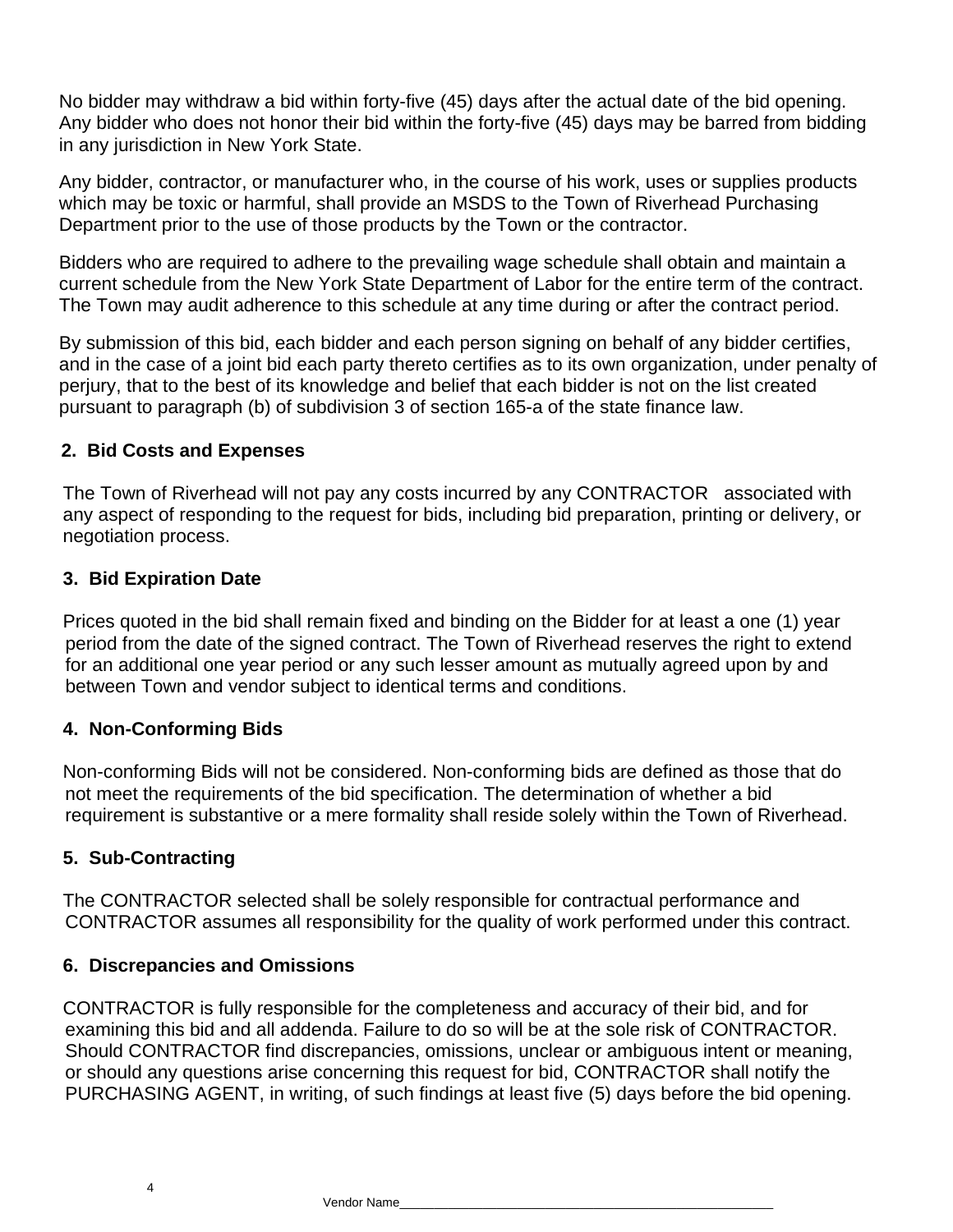No bidder may withdraw a bid within forty-five (45) days after the actual date of the bid opening. Any bidder who does not honor their bid within the forty-five (45) days may be barred from bidding in any jurisdiction in New York State.

Any bidder, contractor, or manufacturer who, in the course of his work, uses or supplies products which may be toxic or harmful, shall provide an MSDS to the Town of Riverhead Purchasing Department prior to the use of those products by the Town or the contractor.

Bidders who are required to adhere to the prevailing wage schedule shall obtain and maintain a current schedule from the New York State Department of Labor for the entire term of the contract. The Town may audit adherence to this schedule at any time during or after the contract period.

By submission of this bid, each bidder and each person signing on behalf of any bidder certifies, and in the case of a joint bid each party thereto certifies as to its own organization, under penalty of perjury, that to the best of its knowledge and belief that each bidder is not on the list created pursuant to paragraph (b) of subdivision 3 of section 165-a of the state finance law.

**2. Bid Costs and Expenses**

The Town of Riverhead will not pay any costs incurred by any CONTRACTOR associated with any aspect of responding to the request for bids, including bid preparation, printing or delivery, or negotiation process.

**3. Bid Expiration Date**

Prices quoted in the bid shall remain fixed and binding on the Bidder for at least a one (1) year period from the date of the signed contract. The Town of Riverhead reserves the right to extend for an additional one year period or any such lesser amount as mutually agreed upon by and between Town and vendor subject to identical terms and conditions.

**4. Non-Conforming Bids**

Non-conforming Bids will not be considered. Non-conforming bids are defined as those that do not meet the requirements of the bid specification. The determination of whether a bid requirement is substantive or a mere formality shall reside solely within the Town of Riverhead.

**5. Sub-Contracting**

The CONTRACTOR selected shall be solely responsible for contractual performance and CONTRACTOR assumes all responsibility for the quality of work performed under this contract.

**6. Discrepancies and Omissions**

CONTRACTOR is fully responsible for the completeness and accuracy of their bid, and for examining this bid and all addenda. Failure to do so will be at the sole risk of CONTRACTOR. Should CONTRACTOR find discrepancies, omissions, unclear or ambiguous intent or meaning, or should any questions arise concerning this request for bid, CONTRACTOR shall notify the PURCHASING AGENT, in writing, of such findings at least five (5) days before the bid opening.

Vendor Name\_\_\_\_\_\_\_\_\_\_\_\_\_\_\_\_\_\_\_\_\_\_\_\_\_\_\_\_\_\_\_\_\_\_\_\_\_\_\_\_\_\_\_\_\_\_\_\_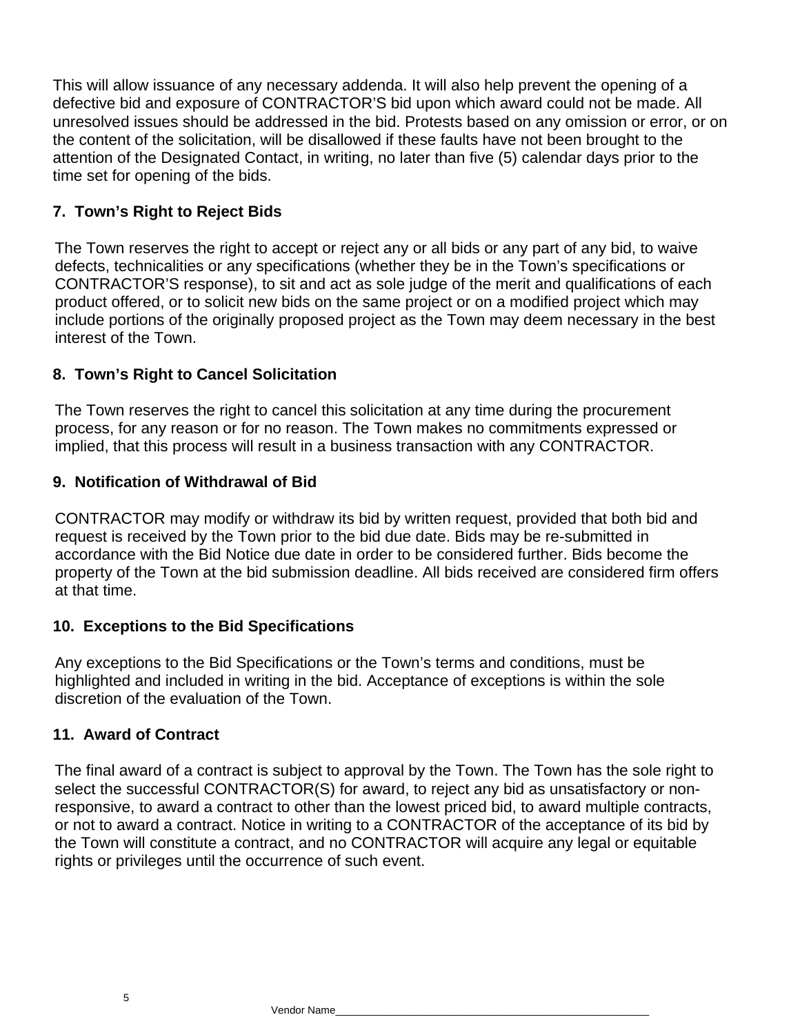This will allow issuance of any necessary addenda. It will also help prevent the opening of a defective bid and exposure of CONTRACTOR'S bid upon which award could not be made. All unresolved issues should be addressed in the bid. Protests based on any omission or error, or on the content of the solicitation, will be disallowed if these faults have not been brought to the attention of the Designated Contact, in writing, no later than five (5) calendar days prior to the time set for opening of the bids.

## 7. Town's Right to Reject Bids

The Town reserves the right to accept or reject any or all bids or any part of any bid, to waive defects, technicalities or any specifications (whether they be in the Town's specifications or CONTRACTOR'S response), to sit and act as sole judge of the merit and qualifications of each product offered, or to solicit new bids on the same project or on a modified project which may include portions of the originally proposed project as the Town may deem necessary in the best interest of the Town.

## 8. Town's Right to Cancel Solicitation

The Town reserves the right to cancel this solicitation at any time during the procurement process, for any reason or for no reason. The Town makes no commitments expressed or implied, that this process will result in a business transaction with any CONTRACTOR.

## 9. Notification of Withdrawal of Bid

CONTRACTOR may modify or withdraw its bid by written request, provided that both bid and request is received by the Town prior to the bid due date. Bids may be re-submitted in accordance with the Bid Notice due date in order to be considered further. Bids become the property of the Town at the bid submission deadline. All bids received are considered firm offers at that time.

## 10. Exceptions to the Bid Specifications

Any exceptions to the Bid Specifications or the Town's terms and conditions, must be highlighted and included in writing in the bid. Acceptance of exceptions is within the sole discretion of the evaluation of the Town.

## 11. Award of Contract

The final award of a contract is subject to approval by the Town. The Town has the sole right to select the successful CONTRACTOR(S) for award, to reject any bid as unsatisfactory or non-responsive, to award a contract to other than the lowest priced bid, to award multiple contracts, or not to award a contract. Notice in writing to a CONTRACTOR of the acceptance of its bid by the Town will constitute a contract, and no CONTRACTOR will acquire any legal or equitable rights or privileges until the occurrence of such event.

Vendor Name_______________________________________________________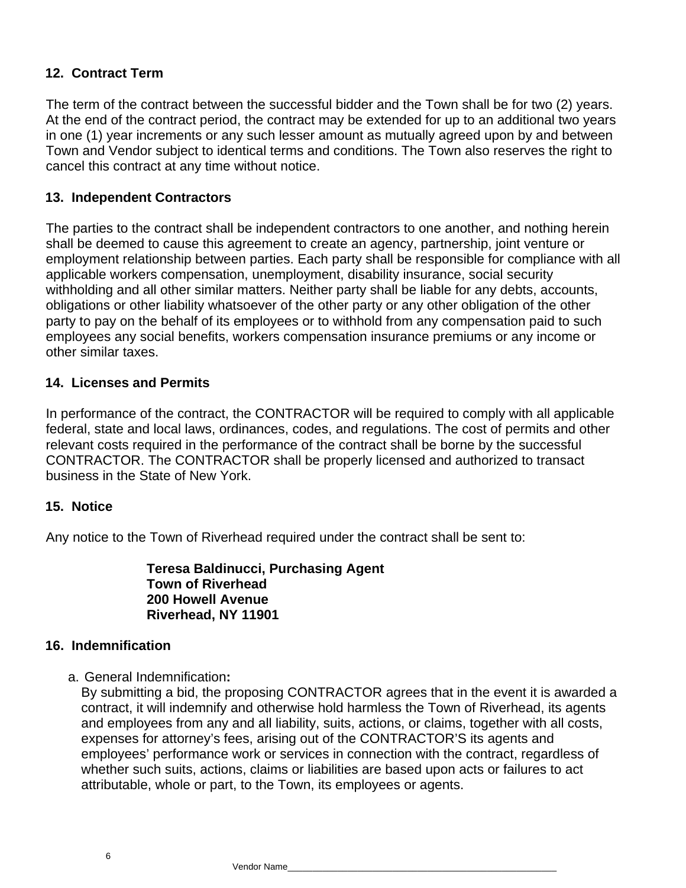## 12. Contract Term

The term of the contract between the successful bidder and the Town shall be for two (2) years. At the end of the contract period, the contract may be extended for up to an additional two years in one (1) year increments or any such lesser amount as mutually agreed upon by and between Town and Vendor subject to identical terms and conditions. The Town also reserves the right to cancel this contract at any time without notice.

## 13. Independent Contractors

The parties to the contract shall be independent contractors to one another, and nothing herein shall be deemed to cause this agreement to create an agency, partnership, joint venture or employment relationship between parties. Each party shall be responsible for compliance with all applicable workers compensation, unemployment, disability insurance, social security withholding and all other similar matters. Neither party shall be liable for any debts, accounts, obligations or other liability whatsoever of the other party or any other obligation of the other party to pay on the behalf of its employees or to withhold from any compensation paid to such employees any social benefits, workers compensation insurance premiums or any income or other similar taxes.

## 14. Licenses and Permits

In performance of the contract, the CONTRACTOR will be required to comply with all applicable federal, state and local laws, ordinances, codes, and regulations. The cost of permits and other relevant costs required in the performance of the contract shall be borne by the successful CONTRACTOR. The CONTRACTOR shall be properly licensed and authorized to transact business in the State of New York.

## 15. Notice

Any notice to the Town of Riverhead required under the contract shall be sent to:

> **Teresa Baldinucci, Purchasing Agent**
> **Town of Riverhead**
> **200 Howell Avenue**
> **Riverhead, NY 11901**

## 16. Indemnification

a. General Indemnification**:**
By submitting a bid, the proposing CONTRACTOR agrees that in the event it is awarded a contract, it will indemnify and otherwise hold harmless the Town of Riverhead, its agents and employees from any and all liability, suits, actions, or claims, together with all costs, expenses for attorney's fees, arising out of the CONTRACTOR'S its agents and employees' performance work or services in connection with the contract, regardless of whether such suits, actions, claims or liabilities are based upon acts or failures to act attributable, whole or part, to the Town, its employees or agents.

Vendor Name___________________________________________________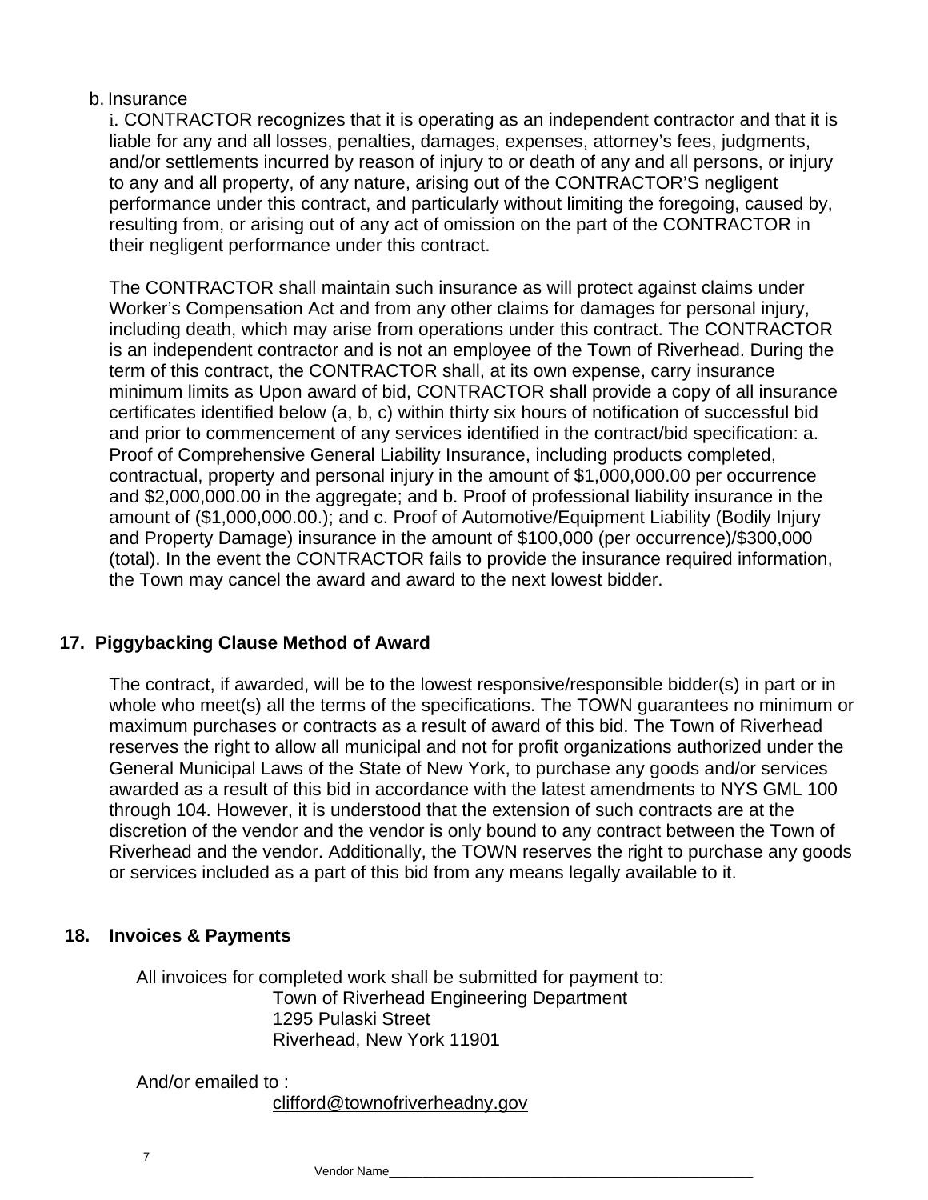b. Insurance

i. CONTRACTOR recognizes that it is operating as an independent contractor and that it is liable for any and all losses, penalties, damages, expenses, attorney's fees, judgments, and/or settlements incurred by reason of injury to or death of any and all persons, or injury to any and all property, of any nature, arising out of the CONTRACTOR'S negligent performance under this contract, and particularly without limiting the foregoing, caused by, resulting from, or arising out of any act of omission on the part of the CONTRACTOR in their negligent performance under this contract.

The CONTRACTOR shall maintain such insurance as will protect against claims under Worker's Compensation Act and from any other claims for damages for personal injury, including death, which may arise from operations under this contract. The CONTRACTOR is an independent contractor and is not an employee of the Town of Riverhead. During the term of this contract, the CONTRACTOR shall, at its own expense, carry insurance minimum limits as Upon award of bid, CONTRACTOR shall provide a copy of all insurance certificates identified below (a, b, c) within thirty six hours of notification of successful bid and prior to commencement of any services identified in the contract/bid specification: a. Proof of Comprehensive General Liability Insurance, including products completed, contractual, property and personal injury in the amount of $1,000,000.00 per occurrence and $2,000,000.00 in the aggregate; and b. Proof of professional liability insurance in the amount of ($1,000,000.00.); and c. Proof of Automotive/Equipment Liability (Bodily Injury and Property Damage) insurance in the amount of $100,000 (per occurrence)/$300,000 (total). In the event the CONTRACTOR fails to provide the insurance required information, the Town may cancel the award and award to the next lowest bidder.

## 17. Piggybacking Clause Method of Award

The contract, if awarded, will be to the lowest responsive/responsible bidder(s) in part or in whole who meet(s) all the terms of the specifications. The TOWN guarantees no minimum or maximum purchases or contracts as a result of award of this bid. The Town of Riverhead reserves the right to allow all municipal and not for profit organizations authorized under the General Municipal Laws of the State of New York, to purchase any goods and/or services awarded as a result of this bid in accordance with the latest amendments to NYS GML 100 through 104. However, it is understood that the extension of such contracts are at the discretion of the vendor and the vendor is only bound to any contract between the Town of Riverhead and the vendor. Additionally, the TOWN reserves the right to purchase any goods or services included as a part of this bid from any means legally available to it.

## 18. Invoices & Payments

All invoices for completed work shall be submitted for payment to:

Town of Riverhead Engineering Department
1295 Pulaski Street
Riverhead, New York 11901

And/or emailed to :

clifford@townofriverheadny.gov

Vendor Name_______________________________________________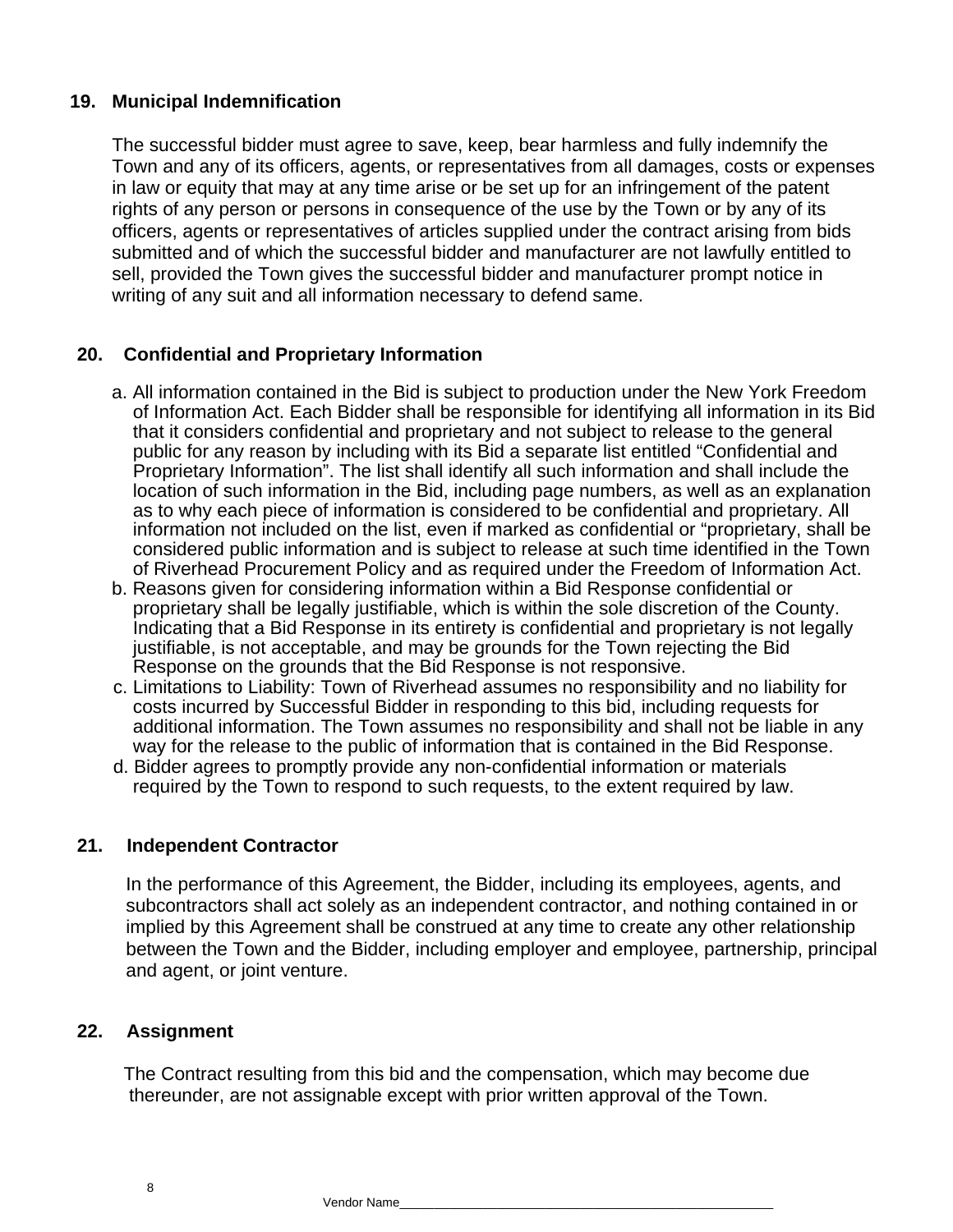## 19. Municipal Indemnification

The successful bidder must agree to save, keep, bear harmless and fully indemnify the Town and any of its officers, agents, or representatives from all damages, costs or expenses in law or equity that may at any time arise or be set up for an infringement of the patent rights of any person or persons in consequence of the use by the Town or by any of its officers, agents or representatives of articles supplied under the contract arising from bids submitted and of which the successful bidder and manufacturer are not lawfully entitled to sell, provided the Town gives the successful bidder and manufacturer prompt notice in writing of any suit and all information necessary to defend same.

## 20. Confidential and Proprietary Information

a. All information contained in the Bid is subject to production under the New York Freedom of Information Act. Each Bidder shall be responsible for identifying all information in its Bid that it considers confidential and proprietary and not subject to release to the general public for any reason by including with its Bid a separate list entitled "Confidential and Proprietary Information". The list shall identify all such information and shall include the location of such information in the Bid, including page numbers, as well as an explanation as to why each piece of information is considered to be confidential and proprietary. All information not included on the list, even if marked as confidential or "proprietary, shall be considered public information and is subject to release at such time identified in the Town of Riverhead Procurement Policy and as required under the Freedom of Information Act.

b. Reasons given for considering information within a Bid Response confidential or proprietary shall be legally justifiable, which is within the sole discretion of the County. Indicating that a Bid Response in its entirety is confidential and proprietary is not legally justifiable, is not acceptable, and may be grounds for the Town rejecting the Bid Response on the grounds that the Bid Response is not responsive.

c. Limitations to Liability: Town of Riverhead assumes no responsibility and no liability for costs incurred by Successful Bidder in responding to this bid, including requests for additional information. The Town assumes no responsibility and shall not be liable in any way for the release to the public of information that is contained in the Bid Response.

d. Bidder agrees to promptly provide any non-confidential information or materials required by the Town to respond to such requests, to the extent required by law.

## 21. Independent Contractor

In the performance of this Agreement, the Bidder, including its employees, agents, and subcontractors shall act solely as an independent contractor, and nothing contained in or implied by this Agreement shall be construed at any time to create any other relationship between the Town and the Bidder, including employer and employee, partnership, principal and agent, or joint venture.

## 22. Assignment

The Contract resulting from this bid and the compensation, which may become due thereunder, are not assignable except with prior written approval of the Town.

Vendor Name___________________________________________________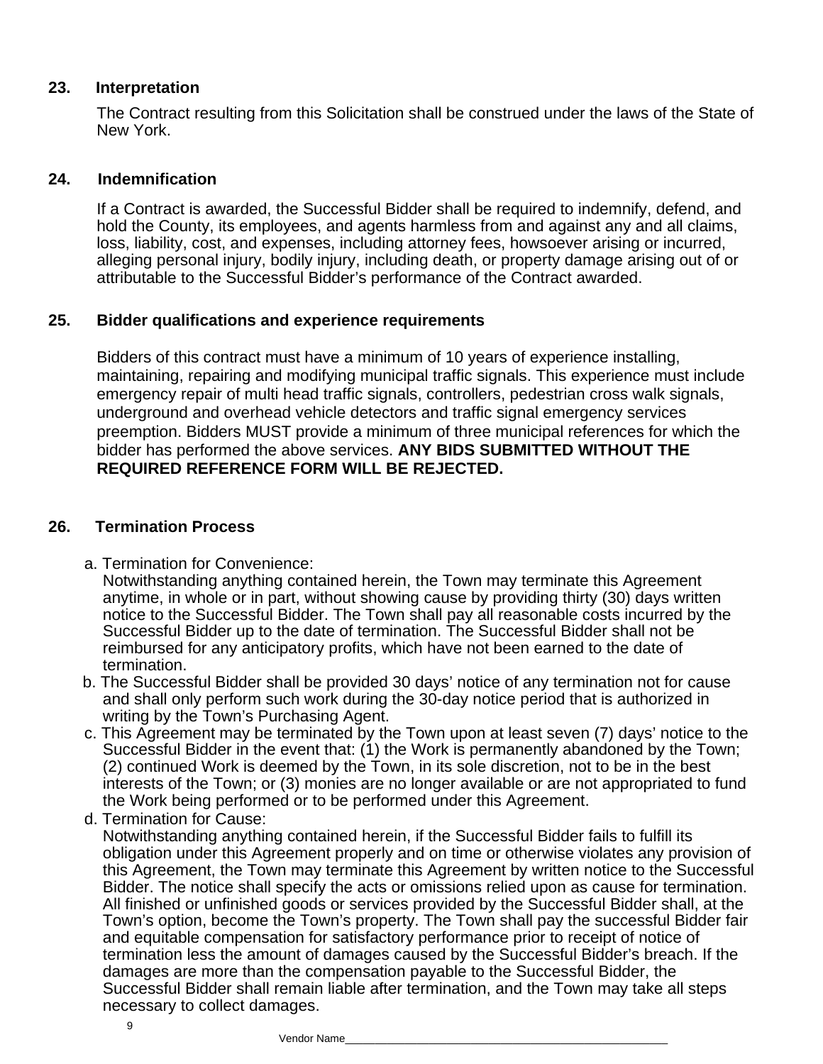## 23. Interpretation

The Contract resulting from this Solicitation shall be construed under the laws of the State of New York.

## 24. Indemnification

If a Contract is awarded, the Successful Bidder shall be required to indemnify, defend, and hold the County, its employees, and agents harmless from and against any and all claims, loss, liability, cost, and expenses, including attorney fees, howsoever arising or incurred, alleging personal injury, bodily injury, including death, or property damage arising out of or attributable to the Successful Bidder's performance of the Contract awarded.

## 25. Bidder qualifications and experience requirements

Bidders of this contract must have a minimum of 10 years of experience installing, maintaining, repairing and modifying municipal traffic signals. This experience must include emergency repair of multi head traffic signals, controllers, pedestrian cross walk signals, underground and overhead vehicle detectors and traffic signal emergency services preemption. Bidders MUST provide a minimum of three municipal references for which the bidder has performed the above services. **ANY BIDS SUBMITTED WITHOUT THE REQUIRED REFERENCE FORM WILL BE REJECTED.**

## 26. Termination Process

a. Termination for Convenience:
Notwithstanding anything contained herein, the Town may terminate this Agreement anytime, in whole or in part, without showing cause by providing thirty (30) days written notice to the Successful Bidder. The Town shall pay all reasonable costs incurred by the Successful Bidder up to the date of termination. The Successful Bidder shall not be reimbursed for any anticipatory profits, which have not been earned to the date of termination.

b. The Successful Bidder shall be provided 30 days' notice of any termination not for cause and shall only perform such work during the 30-day notice period that is authorized in writing by the Town's Purchasing Agent.

c. This Agreement may be terminated by the Town upon at least seven (7) days' notice to the Successful Bidder in the event that: (1) the Work is permanently abandoned by the Town; (2) continued Work is deemed by the Town, in its sole discretion, not to be in the best interests of the Town; or (3) monies are no longer available or are not appropriated to fund the Work being performed or to be performed under this Agreement.

d. Termination for Cause:
Notwithstanding anything contained herein, if the Successful Bidder fails to fulfill its obligation under this Agreement properly and on time or otherwise violates any provision of this Agreement, the Town may terminate this Agreement by written notice to the Successful Bidder. The notice shall specify the acts or omissions relied upon as cause for termination. All finished or unfinished goods or services provided by the Successful Bidder shall, at the Town's option, become the Town's property. The Town shall pay the successful Bidder fair and equitable compensation for satisfactory performance prior to receipt of notice of termination less the amount of damages caused by the Successful Bidder's breach. If the damages are more than the compensation payable to the Successful Bidder, the Successful Bidder shall remain liable after termination, and the Town may take all steps necessary to collect damages.

Vendor Name___________________________________________________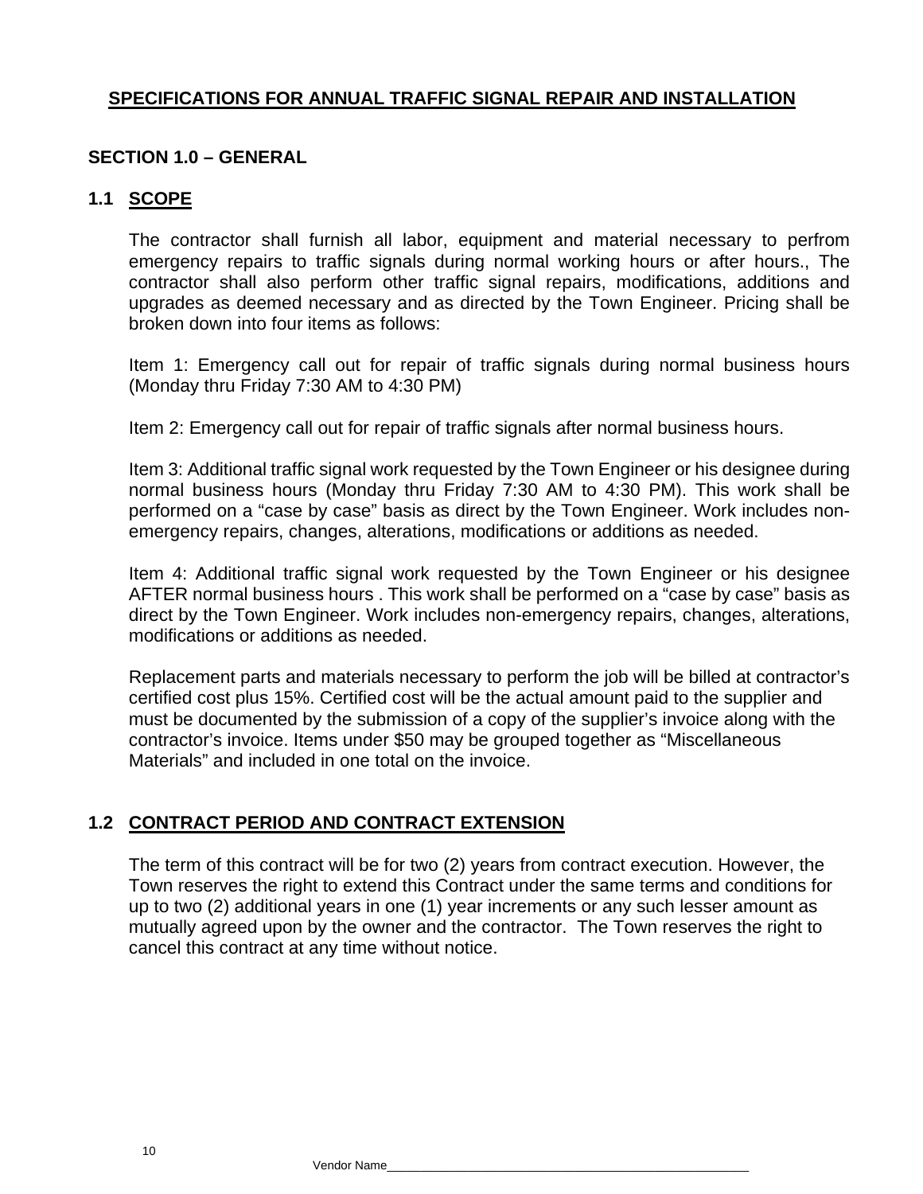# SPECIFICATIONS FOR ANNUAL TRAFFIC SIGNAL REPAIR AND INSTALLATION

## SECTION 1.0 – GENERAL

### 1.1 SCOPE

The contractor shall furnish all labor, equipment and material necessary to perfrom emergency repairs to traffic signals during normal working hours or after hours., The contractor shall also perform other traffic signal repairs, modifications, additions and upgrades as deemed necessary and as directed by the Town Engineer. Pricing shall be broken down into four items as follows:

Item 1: Emergency call out for repair of traffic signals during normal business hours (Monday thru Friday 7:30 AM to 4:30 PM)

Item 2: Emergency call out for repair of traffic signals after normal business hours.

Item 3: Additional traffic signal work requested by the Town Engineer or his designee during normal business hours (Monday thru Friday 7:30 AM to 4:30 PM). This work shall be performed on a "case by case" basis as direct by the Town Engineer. Work includes non-emergency repairs, changes, alterations, modifications or additions as needed.

Item 4: Additional traffic signal work requested by the Town Engineer or his designee AFTER normal business hours . This work shall be performed on a "case by case" basis as direct by the Town Engineer. Work includes non-emergency repairs, changes, alterations, modifications or additions as needed.

Replacement parts and materials necessary to perform the job will be billed at contractor's certified cost plus 15%. Certified cost will be the actual amount paid to the supplier and must be documented by the submission of a copy of the supplier's invoice along with the contractor's invoice. Items under $50 may be grouped together as "Miscellaneous Materials" and included in one total on the invoice.

### 1.2 CONTRACT PERIOD AND CONTRACT EXTENSION

The term of this contract will be for two (2) years from contract execution. However, the Town reserves the right to extend this Contract under the same terms and conditions for up to two (2) additional years in one (1) year increments or any such lesser amount as mutually agreed upon by the owner and the contractor. The Town reserves the right to cancel this contract at any time without notice.

Vendor Name____________________________________________________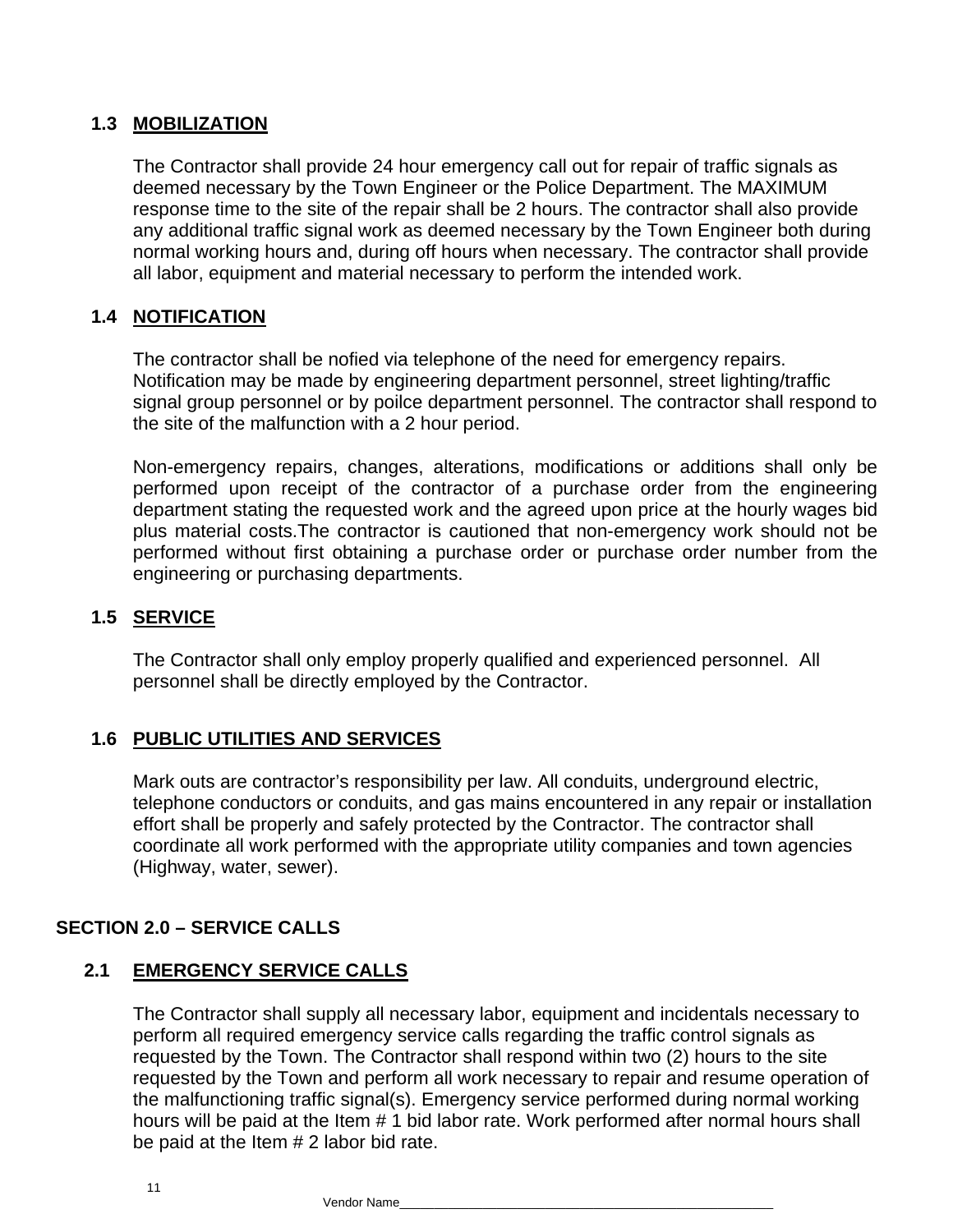### 1.3 MOBILIZATION

The Contractor shall provide 24 hour emergency call out for repair of traffic signals as deemed necessary by the Town Engineer or the Police Department. The MAXIMUM response time to the site of the repair shall be 2 hours. The contractor shall also provide any additional traffic signal work as deemed necessary by the Town Engineer both during normal working hours and, during off hours when necessary. The contractor shall provide all labor, equipment and material necessary to perform the intended work.

### 1.4 NOTIFICATION

The contractor shall be nofied via telephone of the need for emergency repairs. Notification may be made by engineering department personnel, street lighting/traffic signal group personnel or by poilce department personnel. The contractor shall respond to the site of the malfunction with a 2 hour period.

Non-emergency repairs, changes, alterations, modifications or additions shall only be performed upon receipt of the contractor of a purchase order from the engineering department stating the requested work and the agreed upon price at the hourly wages bid plus material costs.The contractor is cautioned that non-emergency work should not be performed without first obtaining a purchase order or purchase order number from the engineering or purchasing departments.

### 1.5 SERVICE

The Contractor shall only employ properly qualified and experienced personnel. All personnel shall be directly employed by the Contractor.

### 1.6 PUBLIC UTILITIES AND SERVICES

Mark outs are contractor's responsibility per law. All conduits, underground electric, telephone conductors or conduits, and gas mains encountered in any repair or installation effort shall be properly and safely protected by the Contractor. The contractor shall coordinate all work performed with the appropriate utility companies and town agencies (Highway, water, sewer).

## SECTION 2.0 – SERVICE CALLS

### 2.1 EMERGENCY SERVICE CALLS

The Contractor shall supply all necessary labor, equipment and incidentals necessary to perform all required emergency service calls regarding the traffic control signals as requested by the Town. The Contractor shall respond within two (2) hours to the site requested by the Town and perform all work necessary to repair and resume operation of the malfunctioning traffic signal(s). Emergency service performed during normal working hours will be paid at the Item # 1 bid labor rate. Work performed after normal hours shall be paid at the Item # 2 labor bid rate.

Vendor Name___________________________________________________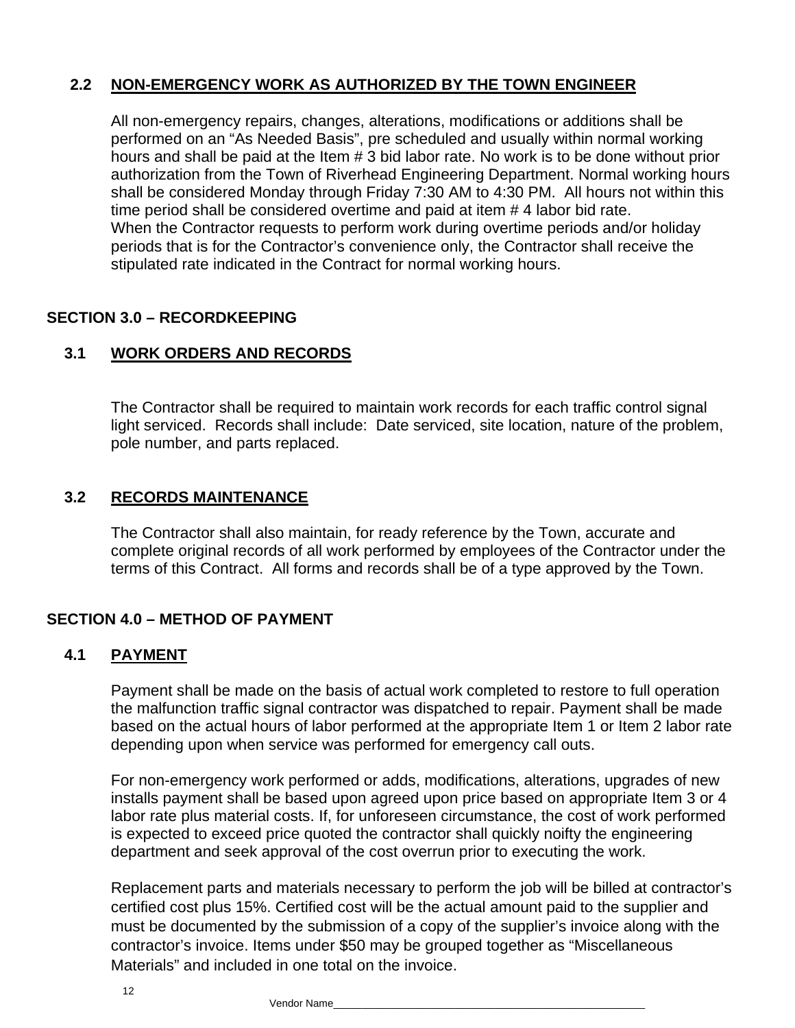## 2.2 NON-EMERGENCY WORK AS AUTHORIZED BY THE TOWN ENGINEER

All non-emergency repairs, changes, alterations, modifications or additions shall be performed on an "As Needed Basis", pre scheduled and usually within normal working hours and shall be paid at the Item # 3 bid labor rate. No work is to be done without prior authorization from the Town of Riverhead Engineering Department. Normal working hours shall be considered Monday through Friday 7:30 AM to 4:30 PM. All hours not within this time period shall be considered overtime and paid at item # 4 labor bid rate.
When the Contractor requests to perform work during overtime periods and/or holiday periods that is for the Contractor's convenience only, the Contractor shall receive the stipulated rate indicated in the Contract for normal working hours.

# SECTION 3.0 – RECORDKEEPING

## 3.1 WORK ORDERS AND RECORDS

The Contractor shall be required to maintain work records for each traffic control signal light serviced. Records shall include: Date serviced, site location, nature of the problem, pole number, and parts replaced.

## 3.2 RECORDS MAINTENANCE

The Contractor shall also maintain, for ready reference by the Town, accurate and complete original records of all work performed by employees of the Contractor under the terms of this Contract. All forms and records shall be of a type approved by the Town.

# SECTION 4.0 – METHOD OF PAYMENT

## 4.1 PAYMENT

Payment shall be made on the basis of actual work completed to restore to full operation the malfunction traffic signal contractor was dispatched to repair. Payment shall be made based on the actual hours of labor performed at the appropriate Item 1 or Item 2 labor rate depending upon when service was performed for emergency call outs.

For non-emergency work performed or adds, modifications, alterations, upgrades of new installs payment shall be based upon agreed upon price based on appropriate Item 3 or 4 labor rate plus material costs. If, for unforeseen circumstance, the cost of work performed is expected to exceed price quoted the contractor shall quickly noifty the engineering department and seek approval of the cost overrun prior to executing the work.

Replacement parts and materials necessary to perform the job will be billed at contractor's certified cost plus 15%. Certified cost will be the actual amount paid to the supplier and must be documented by the submission of a copy of the supplier's invoice along with the contractor's invoice. Items under $50 may be grouped together as "Miscellaneous Materials" and included in one total on the invoice.

Vendor Name___________________________________________________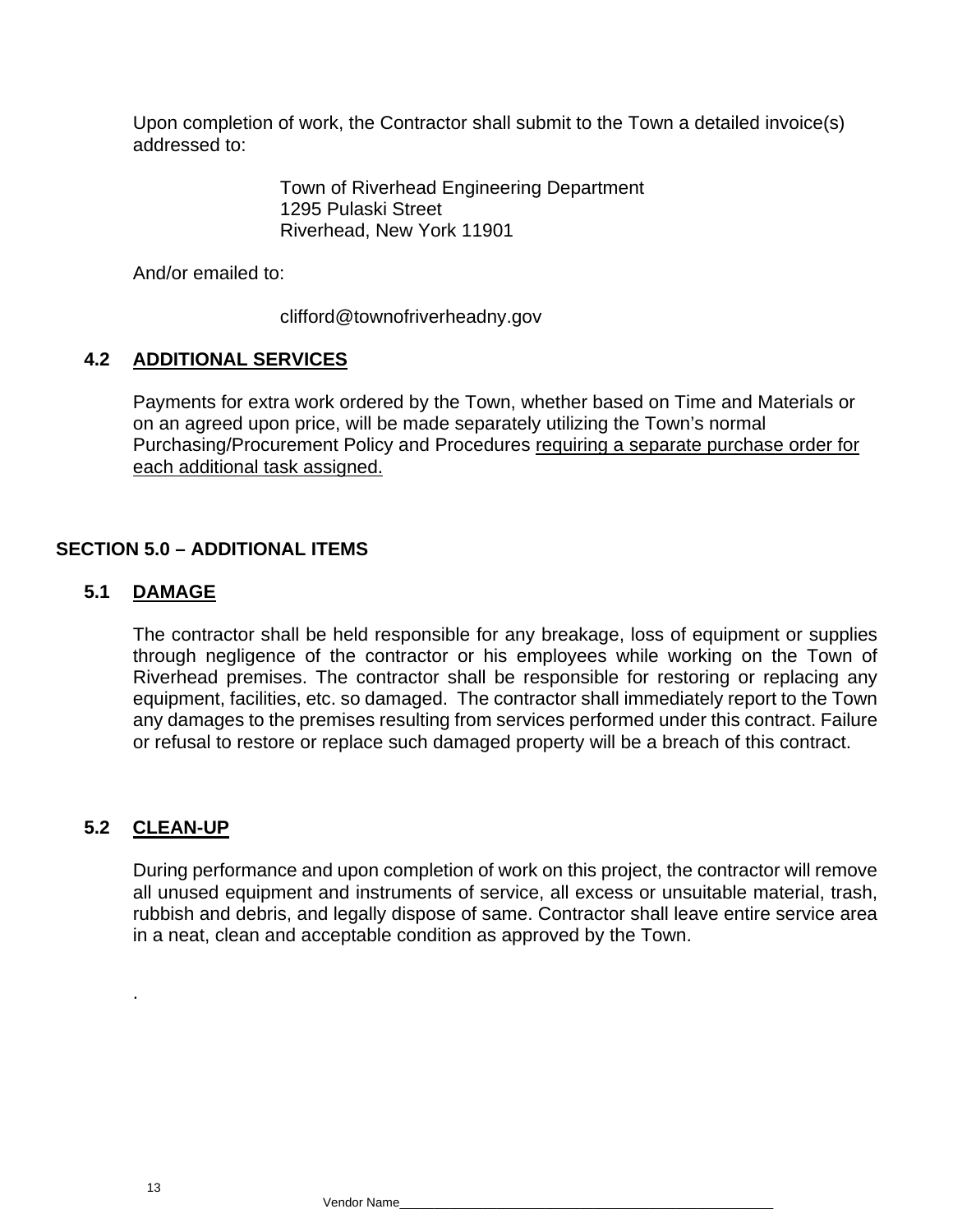Upon completion of work, the Contractor shall submit to the Town a detailed invoice(s) addressed to:

Town of Riverhead Engineering Department
1295 Pulaski Street
Riverhead, New York 11901

And/or emailed to:

clifford@townofriverheadny.gov

### 4.2 ADDITIONAL SERVICES

Payments for extra work ordered by the Town, whether based on Time and Materials or on an agreed upon price, will be made separately utilizing the Town's normal Purchasing/Procurement Policy and Procedures requiring a separate purchase order for each additional task assigned.

## SECTION 5.0 – ADDITIONAL ITEMS

### 5.1 DAMAGE

The contractor shall be held responsible for any breakage, loss of equipment or supplies through negligence of the contractor or his employees while working on the Town of Riverhead premises. The contractor shall be responsible for restoring or replacing any equipment, facilities, etc. so damaged. The contractor shall immediately report to the Town any damages to the premises resulting from services performed under this contract. Failure or refusal to restore or replace such damaged property will be a breach of this contract.

### 5.2 CLEAN-UP

During performance and upon completion of work on this project, the contractor will remove all unused equipment and instruments of service, all excess or unsuitable material, trash, rubbish and debris, and legally dispose of same. Contractor shall leave entire service area in a neat, clean and acceptable condition as approved by the Town.

.

Vendor Name\_\_\_\_\_\_\_\_\_\_\_\_\_\_\_\_\_\_\_\_\_\_\_\_\_\_\_\_\_\_\_\_\_\_\_\_\_\_\_\_\_\_\_\_\_\_\_\_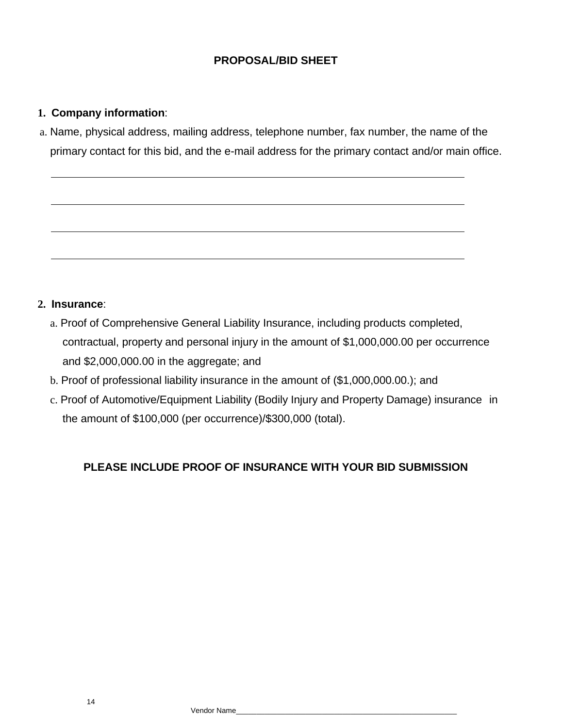# PROPOSAL/BID SHEET

1. **Company information**:

a. Name, physical address, mailing address, telephone number, fax number, the name of the primary contact for this bid, and the e-mail address for the primary contact and/or main office.

______________________________________________________________________________

______________________________________________________________________________

______________________________________________________________________________

______________________________________________________________________________

2. **Insurance**:

a. Proof of Comprehensive General Liability Insurance, including products completed, contractual, property and personal injury in the amount of $1,000,000.00 per occurrence and $2,000,000.00 in the aggregate; and

b. Proof of professional liability insurance in the amount of ($1,000,000.00.); and

c. Proof of Automotive/Equipment Liability (Bodily Injury and Property Damage) insurance in the amount of $100,000 (per occurrence)/$300,000 (total).

**PLEASE INCLUDE PROOF OF INSURANCE WITH YOUR BID SUBMISSION**

Vendor Name______________________________________________________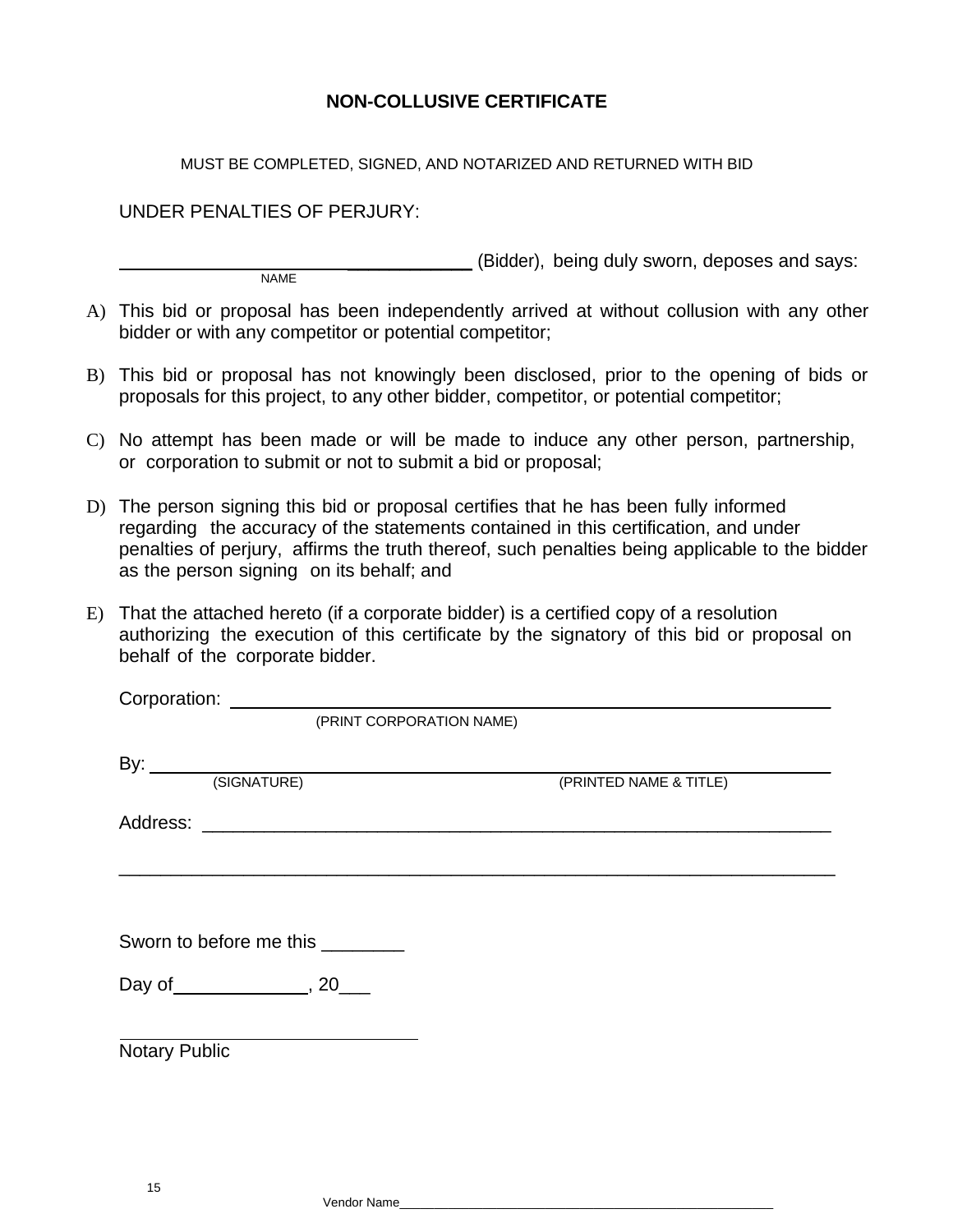# NON-COLLUSIVE CERTIFICATE

MUST BE COMPLETED, SIGNED, AND NOTARIZED AND RETURNED WITH BID

UNDER PENALTIES OF PERJURY:

____________________________________ (Bidder), being duly sworn, deposes and says:
NAME

A) This bid or proposal has been independently arrived at without collusion with any other bidder or with any competitor or potential competitor;

B) This bid or proposal has not knowingly been disclosed, prior to the opening of bids or proposals for this project, to any other bidder, competitor, or potential competitor;

C) No attempt has been made or will be made to induce any other person, partnership, or corporation to submit or not to submit a bid or proposal;

D) The person signing this bid or proposal certifies that he has been fully informed regarding the accuracy of the statements contained in this certification, and under penalties of perjury, affirms the truth thereof, such penalties being applicable to the bidder as the person signing on its behalf; and

E) That the attached hereto (if a corporate bidder) is a certified copy of a resolution authorizing the execution of this certificate by the signatory of this bid or proposal on behalf of the corporate bidder.

Corporation: ____________________________________________________________
(PRINT CORPORATION NAME)

By: ____________________________________________________________
(SIGNATURE) (PRINTED NAME & TITLE)

Address: ____________________________________________________________

____________________________________________________________

Sworn to before me this ________

Day of _____________, 20___

_______________________________
Notary Public

Vendor Name____________________________________________________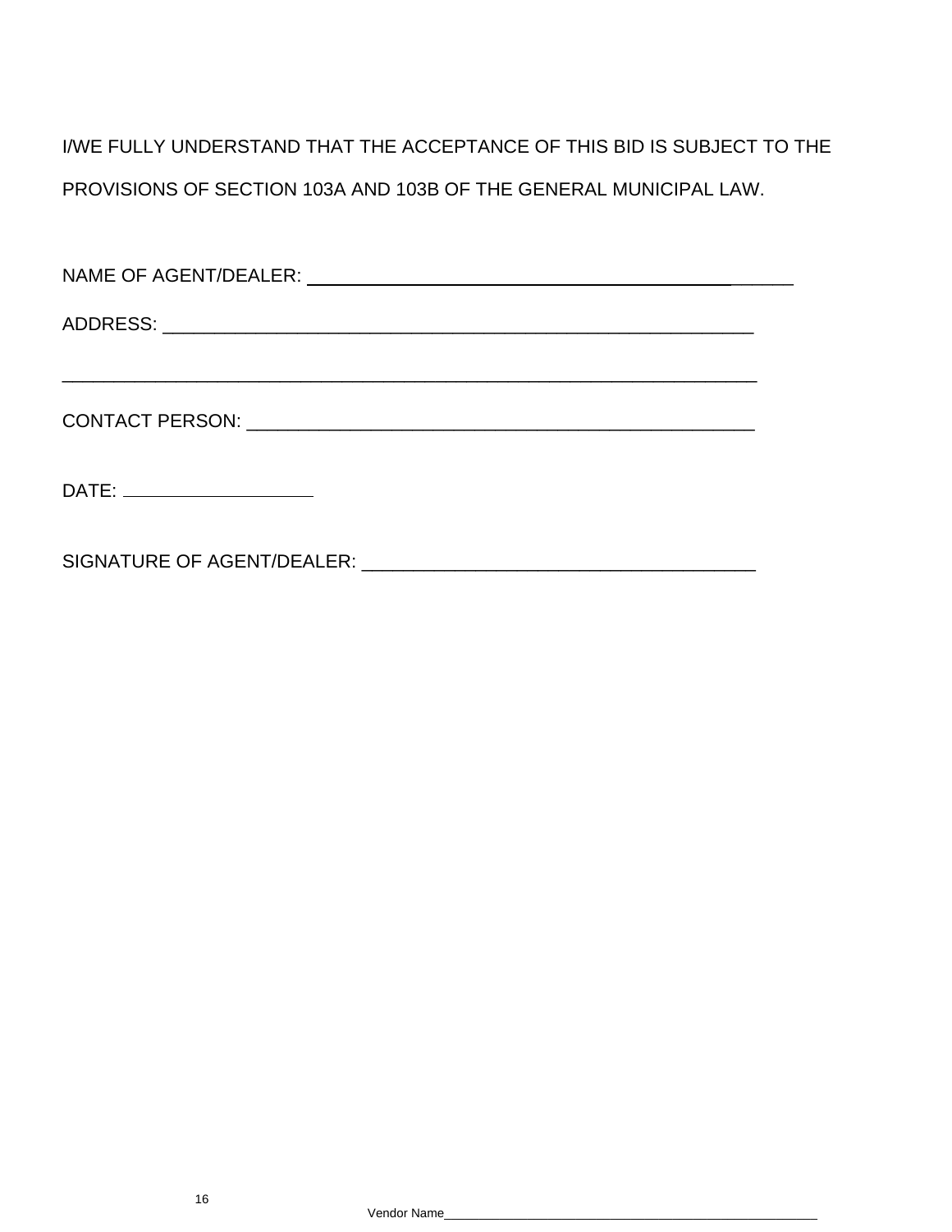I/WE FULLY UNDERSTAND THAT THE ACCEPTANCE OF THIS BID IS SUBJECT TO THE PROVISIONS OF SECTION 103A AND 103B OF THE GENERAL MUNICIPAL LAW.

NAME OF AGENT/DEALER: ______________________________________________

ADDRESS: ___________________________________________________________

____________________________________________________________________

CONTACT PERSON: ____________________________________________________

DATE: ___________________

SIGNATURE OF AGENT/DEALER: _____________________________________

Vendor Name_________________________________________________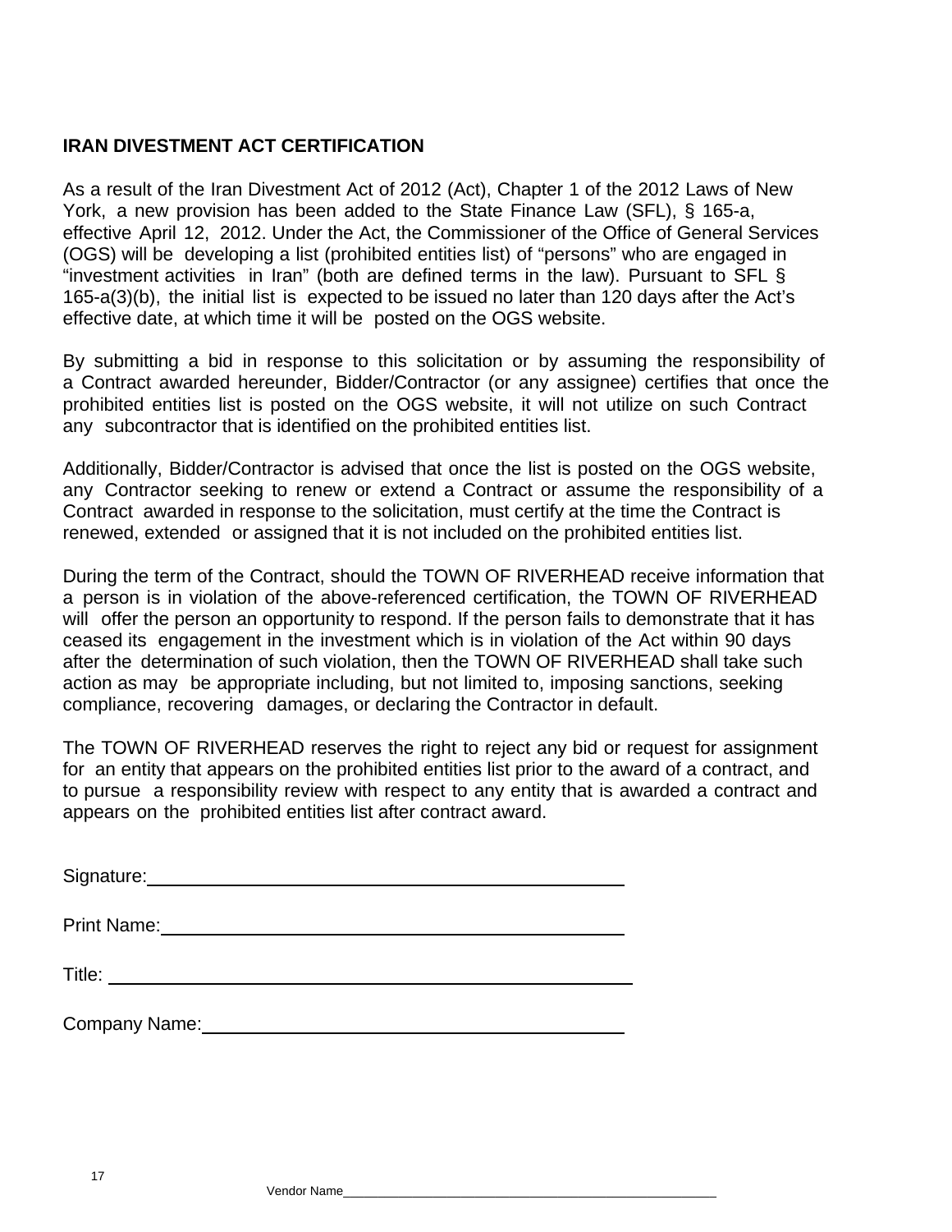## IRAN DIVESTMENT ACT CERTIFICATION

As a result of the Iran Divestment Act of 2012 (Act), Chapter 1 of the 2012 Laws of New York, a new provision has been added to the State Finance Law (SFL), § 165-a, effective April 12, 2012. Under the Act, the Commissioner of the Office of General Services (OGS) will be developing a list (prohibited entities list) of "persons" who are engaged in "investment activities in Iran" (both are defined terms in the law). Pursuant to SFL § 165-a(3)(b), the initial list is expected to be issued no later than 120 days after the Act's effective date, at which time it will be posted on the OGS website.

By submitting a bid in response to this solicitation or by assuming the responsibility of a Contract awarded hereunder, Bidder/Contractor (or any assignee) certifies that once the prohibited entities list is posted on the OGS website, it will not utilize on such Contract any subcontractor that is identified on the prohibited entities list.

Additionally, Bidder/Contractor is advised that once the list is posted on the OGS website, any Contractor seeking to renew or extend a Contract or assume the responsibility of a Contract awarded in response to the solicitation, must certify at the time the Contract is renewed, extended or assigned that it is not included on the prohibited entities list.

During the term of the Contract, should the TOWN OF RIVERHEAD receive information that a person is in violation of the above-referenced certification, the TOWN OF RIVERHEAD will offer the person an opportunity to respond. If the person fails to demonstrate that it has ceased its engagement in the investment which is in violation of the Act within 90 days after the determination of such violation, then the TOWN OF RIVERHEAD shall take such action as may be appropriate including, but not limited to, imposing sanctions, seeking compliance, recovering damages, or declaring the Contractor in default.

The TOWN OF RIVERHEAD reserves the right to reject any bid or request for assignment for an entity that appears on the prohibited entities list prior to the award of a contract, and to pursue a responsibility review with respect to any entity that is awarded a contract and appears on the prohibited entities list after contract award.

Signature:\_\_\_\_\_\_\_\_\_\_\_\_\_\_\_\_\_\_\_\_\_\_\_\_\_\_\_\_\_\_\_\_\_\_\_\_\_\_\_\_

Print Name:\_\_\_\_\_\_\_\_\_\_\_\_\_\_\_\_\_\_\_\_\_\_\_\_\_\_\_\_\_\_\_\_\_\_\_\_\_\_\_\_

Title: \_\_\_\_\_\_\_\_\_\_\_\_\_\_\_\_\_\_\_\_\_\_\_\_\_\_\_\_\_\_\_\_\_\_\_\_\_\_\_\_

Company Name:\_\_\_\_\_\_\_\_\_\_\_\_\_\_\_\_\_\_\_\_\_\_\_\_\_\_\_\_\_\_\_\_\_\_\_\_\_\_\_\_

Vendor Name\_\_\_\_\_\_\_\_\_\_\_\_\_\_\_\_\_\_\_\_\_\_\_\_\_\_\_\_\_\_\_\_\_\_\_\_\_\_\_\_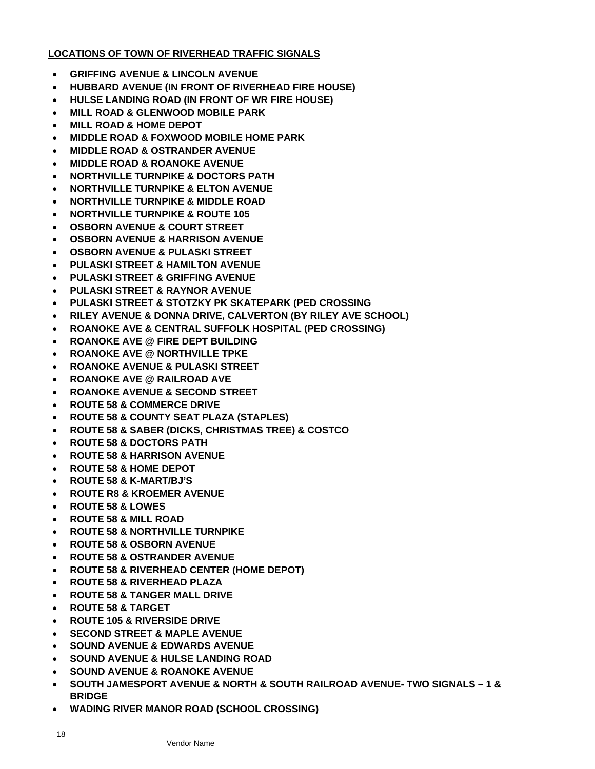**LOCATIONS OF TOWN OF RIVERHEAD TRAFFIC SIGNALS**

- **GRIFFING AVENUE & LINCOLN AVENUE**
- **HUBBARD AVENUE (IN FRONT OF RIVERHEAD FIRE HOUSE)**
- **HULSE LANDING ROAD (IN FRONT OF WR FIRE HOUSE)**
- **MILL ROAD & GLENWOOD MOBILE PARK**
- **MILL ROAD & HOME DEPOT**
- **MIDDLE ROAD & FOXWOOD MOBILE HOME PARK**
- **MIDDLE ROAD & OSTRANDER AVENUE**
- **MIDDLE ROAD & ROANOKE AVENUE**
- **NORTHVILLE TURNPIKE & DOCTORS PATH**
- **NORTHVILLE TURNPIKE & ELTON AVENUE**
- **NORTHVILLE TURNPIKE & MIDDLE ROAD**
- **NORTHVILLE TURNPIKE & ROUTE 105**
- **OSBORN AVENUE & COURT STREET**
- **OSBORN AVENUE & HARRISON AVENUE**
- **OSBORN AVENUE & PULASKI STREET**
- **PULASKI STREET & HAMILTON AVENUE**
- **PULASKI STREET & GRIFFING AVENUE**
- **PULASKI STREET & RAYNOR AVENUE**
- **PULASKI STREET & STOTZKY PK SKATEPARK (PED CROSSING**
- **RILEY AVENUE & DONNA DRIVE, CALVERTON (BY RILEY AVE SCHOOL)**
- **ROANOKE AVE & CENTRAL SUFFOLK HOSPITAL (PED CROSSING)**
- **ROANOKE AVE @ FIRE DEPT BUILDING**
- **ROANOKE AVE @ NORTHVILLE TPKE**
- **ROANOKE AVENUE & PULASKI STREET**
- **ROANOKE AVE @ RAILROAD AVE**
- **ROANOKE AVENUE & SECOND STREET**
- **ROUTE 58 & COMMERCE DRIVE**
- **ROUTE 58 & COUNTY SEAT PLAZA (STAPLES)**
- **ROUTE 58 & SABER (DICKS, CHRISTMAS TREE) & COSTCO**
- **ROUTE 58 & DOCTORS PATH**
- **ROUTE 58 & HARRISON AVENUE**
- **ROUTE 58 & HOME DEPOT**
- **ROUTE 58 & K-MART/BJ'S**
- **ROUTE R8 & KROEMER AVENUE**
- **ROUTE 58 & LOWES**
- **ROUTE 58 & MILL ROAD**
- **ROUTE 58 & NORTHVILLE TURNPIKE**
- **ROUTE 58 & OSBORN AVENUE**
- **ROUTE 58 & OSTRANDER AVENUE**
- **ROUTE 58 & RIVERHEAD CENTER (HOME DEPOT)**
- **ROUTE 58 & RIVERHEAD PLAZA**
- **ROUTE 58 & TANGER MALL DRIVE**
- **ROUTE 58 & TARGET**
- **ROUTE 105 & RIVERSIDE DRIVE**
- **SECOND STREET & MAPLE AVENUE**
- **SOUND AVENUE & EDWARDS AVENUE**
- **SOUND AVENUE & HULSE LANDING ROAD**
- **SOUND AVENUE & ROANOKE AVENUE**
- **SOUTH JAMESPORT AVENUE & NORTH & SOUTH RAILROAD AVENUE- TWO SIGNALS – 1 & BRIDGE**
- **WADING RIVER MANOR ROAD (SCHOOL CROSSING)**

Vendor Name\_\_\_\_\_\_\_\_\_\_\_\_\_\_\_\_\_\_\_\_\_\_\_\_\_\_\_\_\_\_\_\_\_\_\_\_\_\_\_\_\_\_\_\_\_\_\_\_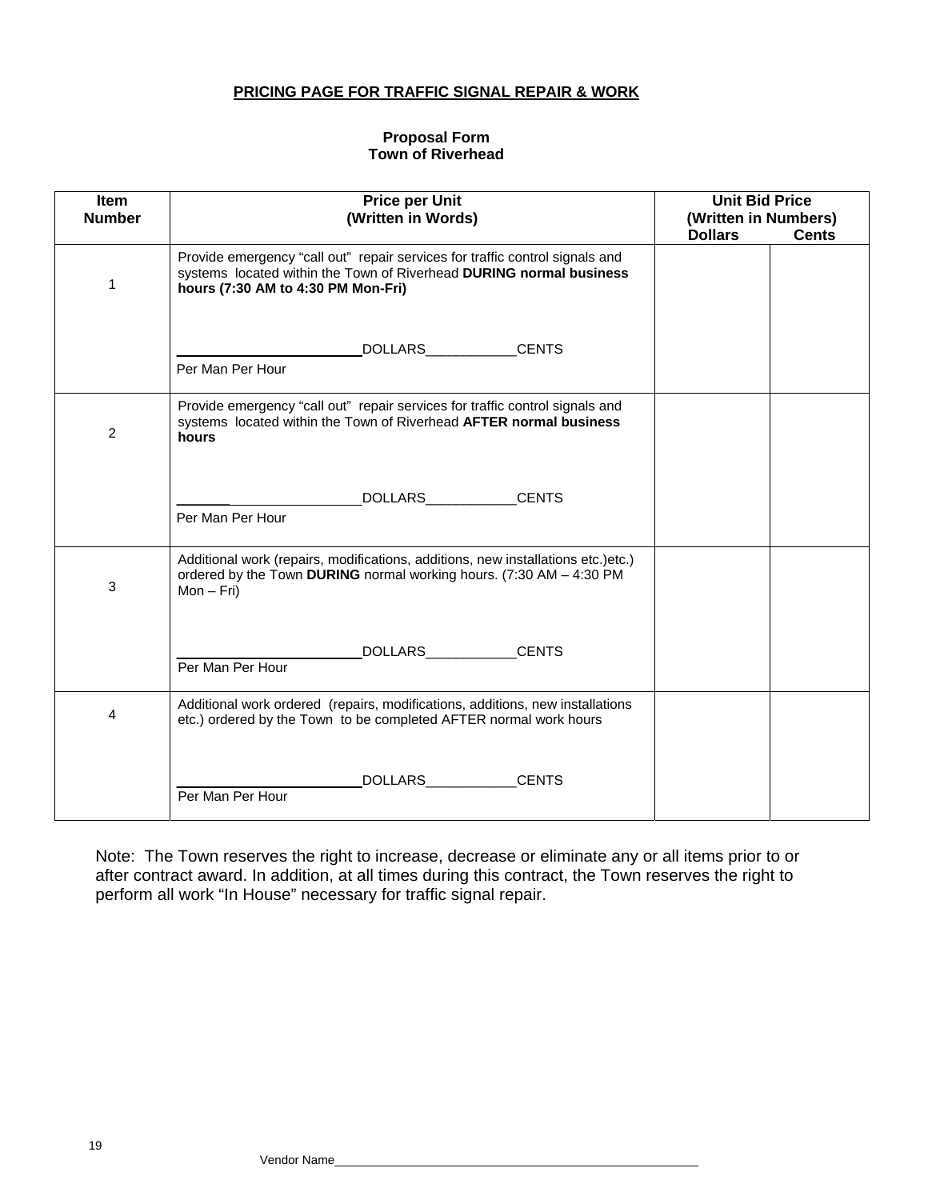**PRICING PAGE FOR TRAFFIC SIGNAL REPAIR & WORK**

**Proposal Form**
**Town of Riverhead**

| Item Number | Price per Unit (Written in Words) | Unit Bid Price (Written in Numbers) Dollars | Cents |
|---|---|---|---|
| 1 | Provide emergency "call out" repair services for traffic control signals and systems located within the Town of Riverhead **DURING normal business hours (7:30 AM to 4:30 PM Mon-Fri)** <br><br> ________________________DOLLARS____________CENTS <br> Per Man Per Hour | | |
| 2 | Provide emergency "call out" repair services for traffic control signals and systems located within the Town of Riverhead **AFTER normal business hours** <br><br> ________________________DOLLARS____________CENTS <br> Per Man Per Hour | | |
| 3 | Additional work (repairs, modifications, additions, new installations etc.)etc.) ordered by the Town **DURING** normal working hours. (7:30 AM – 4:30 PM Mon – Fri) <br><br> ________________________DOLLARS____________CENTS <br> Per Man Per Hour | | |
| 4 | Additional work ordered (repairs, modifications, additions, new installations etc.) ordered by the Town to be completed AFTER normal work hours <br><br> ________________________DOLLARS____________CENTS <br> Per Man Per Hour | | |

Note: The Town reserves the right to increase, decrease or eliminate any or all items prior to or after contract award. In addition, at all times during this contract, the Town reserves the right to perform all work "In House" necessary for traffic signal repair.

Vendor Name_______________________________________________________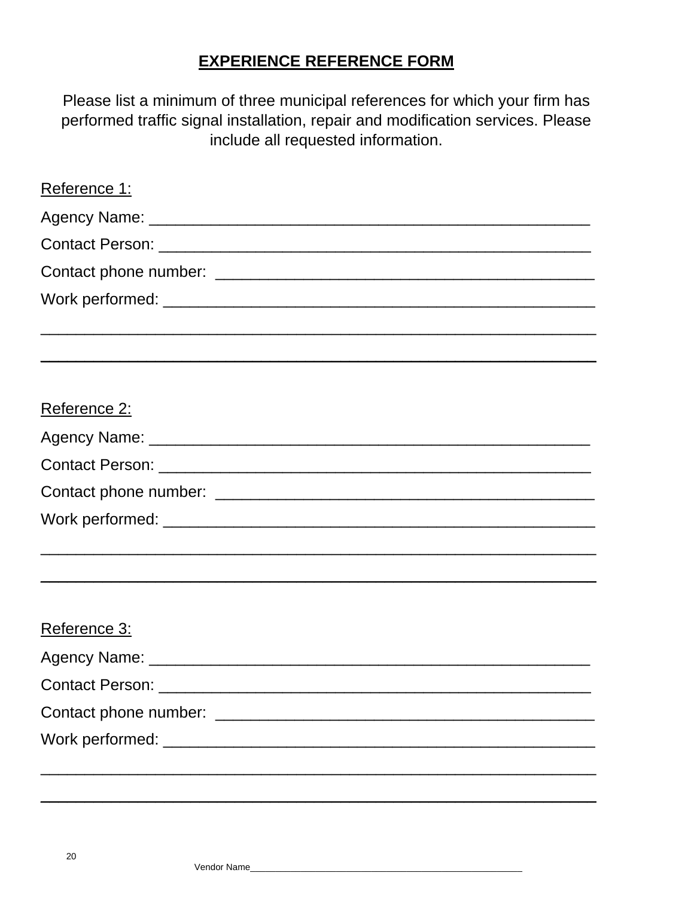## EXPERIENCE REFERENCE FORM

Please list a minimum of three municipal references for which your firm has performed traffic signal installation, repair and modification services. Please include all requested information.

Reference 1:

Agency Name: ____________________________________________________

Contact Person: ___________________________________________________

Contact phone number: ____________________________________________

Work performed: __________________________________________________

________________________________________________________________

________________________________________________________________

Reference 2:

Agency Name: ____________________________________________________

Contact Person: ___________________________________________________

Contact phone number: ____________________________________________

Work performed: __________________________________________________

________________________________________________________________

________________________________________________________________

Reference 3:

Agency Name: ____________________________________________________

Contact Person: ___________________________________________________

Contact phone number: ____________________________________________

Work performed: __________________________________________________

________________________________________________________________

________________________________________________________________

Vendor Name____________________________________________________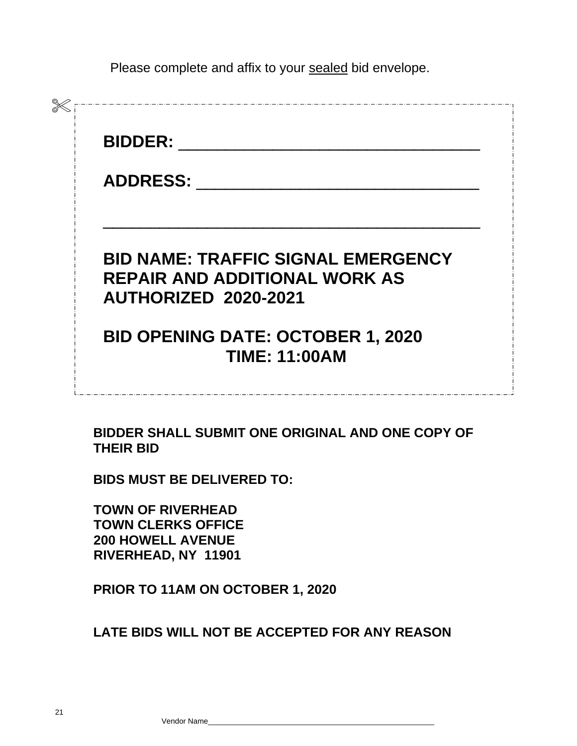Please complete and affix to your <u>sealed</u> bid envelope.

**BIDDER: ________________________________**

**ADDRESS: ______________________________**

**________________________________________**

**BID NAME: TRAFFIC SIGNAL EMERGENCY REPAIR AND ADDITIONAL WORK AS AUTHORIZED 2020-2021**

**BID OPENING DATE: OCTOBER 1, 2020**
**TIME: 11:00AM**

**BIDDER SHALL SUBMIT ONE ORIGINAL AND ONE COPY OF THEIR BID**

**BIDS MUST BE DELIVERED TO:**

**TOWN OF RIVERHEAD**
**TOWN CLERKS OFFICE**
**200 HOWELL AVENUE**
**RIVERHEAD, NY 11901**

**PRIOR TO 11AM ON OCTOBER 1, 2020**

**LATE BIDS WILL NOT BE ACCEPTED FOR ANY REASON**

Vendor Name__________________________________________________